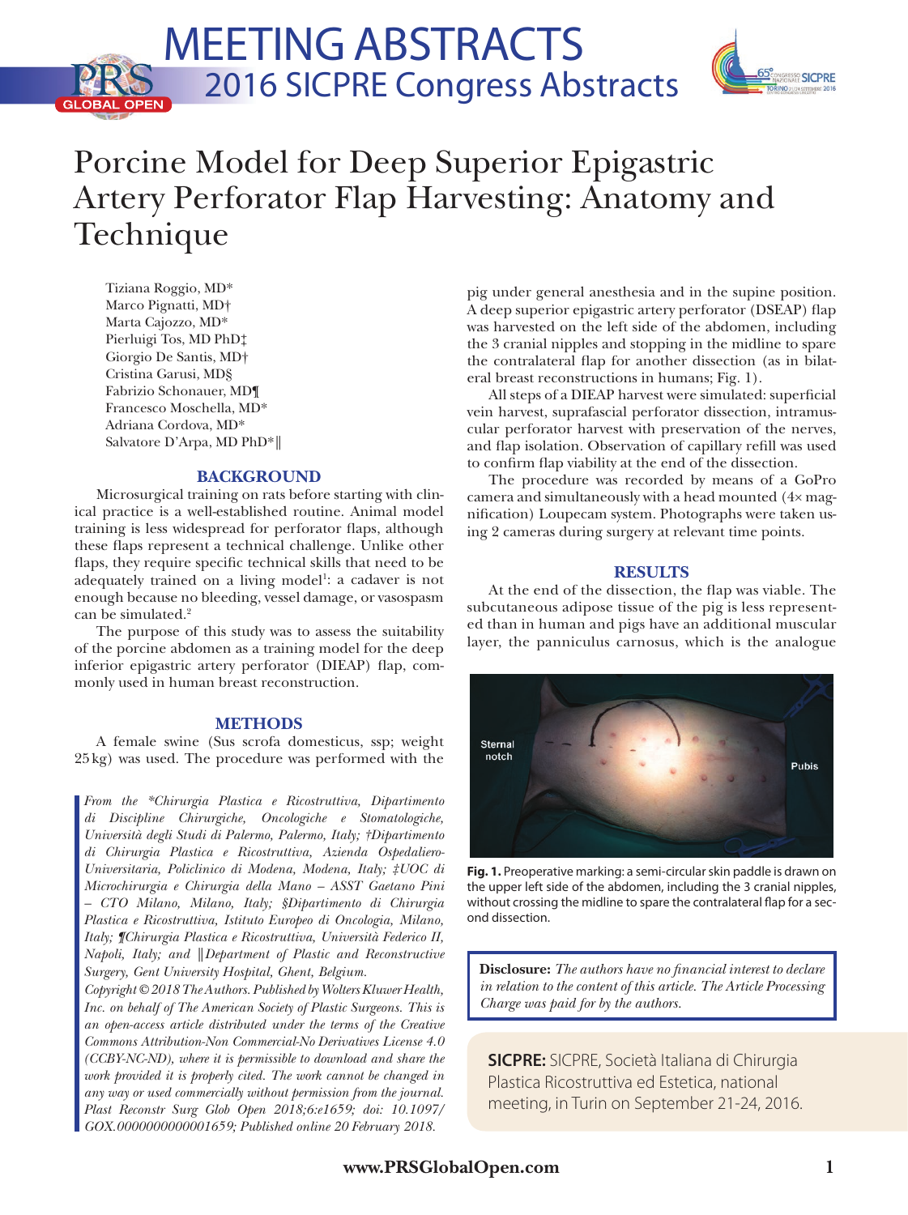MEETING ABSTRACTS

2016 SICPRE Congress Abstracts

# Porcine Model for Deep Superior Epigastric Artery Perforator Flap Harvesting: Anatomy and Technique

Tiziana Roggio, MD*
Marco Pignatti, MD†
Marta Cajozzo, MD*
Pierluigi Tos, MD PhD‡
Giorgio De Santis, MD†
Cristina Garusi, MD§
Fabrizio Schonauer, MD¶
Francesco Moschella, MD*
Adriana Cordova, MD*
Salvatore D'Arpa, MD PhD*‖

## BACKGROUND

Microsurgical training on rats before starting with clinical practice is a well-established routine. Animal model training is less widespread for perforator flaps, although these flaps represent a technical challenge. Unlike other flaps, they require specific technical skills that need to be adequately trained on a living model[1]: a cadaver is not enough because no bleeding, vessel damage, or vasospasm can be simulated.[2]

The purpose of this study was to assess the suitability of the porcine abdomen as a training model for the deep inferior epigastric artery perforator (DIEAP) flap, commonly used in human breast reconstruction.

## METHODS

A female swine (Sus scrofa domesticus, ssp; weight 25 kg) was used. The procedure was performed with the pig under general anesthesia and in the supine position. A deep superior epigastric artery perforator (DSEAP) flap was harvested on the left side of the abdomen, including the 3 cranial nipples and stopping in the midline to spare the contralateral flap for another dissection (as in bilateral breast reconstructions in humans; Fig. 1).

All steps of a DIEAP harvest were simulated: superficial vein harvest, suprafascial perforator dissection, intramuscular perforator harvest with preservation of the nerves, and flap isolation. Observation of capillary refill was used to confirm flap viability at the end of the dissection.

The procedure was recorded by means of a GoPro camera and simultaneously with a head mounted (4× magnification) Loupecam system. Photographs were taken using 2 cameras during surgery at relevant time points.

## RESULTS

At the end of the dissection, the flap was viable. The subcutaneous adipose tissue of the pig is less represented than in human and pigs have an additional muscular layer, the panniculus carnosus, which is the analogue

**Fig. 1.** Preoperative marking: a semi-circular skin paddle is drawn on the upper left side of the abdomen, including the 3 cranial nipples, without crossing the midline to spare the contralateral flap for a second dissection.

*From the \*Chirurgia Plastica e Ricostruttiva, Dipartimento di Discipline Chirurgiche, Oncologiche e Stomatologiche, Università degli Studi di Palermo, Palermo, Italy; †Dipartimento di Chirurgia Plastica e Ricostruttiva, Azienda Ospedaliero-Universitaria, Policlinico di Modena, Modena, Italy; ‡UOC di Microchirurgia e Chirurgia della Mano – ASST Gaetano Pini – CTO Milano, Milano, Italy; §Dipartimento di Chirurgia Plastica e Ricostruttiva, Istituto Europeo di Oncologia, Milano, Italy; ¶Chirurgia Plastica e Ricostruttiva, Università Federico II, Napoli, Italy; and ‖Department of Plastic and Reconstructive Surgery, Gent University Hospital, Ghent, Belgium.*

*Copyright © 2018 The Authors. Published by Wolters Kluwer Health, Inc. on behalf of The American Society of Plastic Surgeons. This is an open-access article distributed under the terms of the Creative Commons Attribution-Non Commercial-No Derivatives License 4.0 (CCBY-NC-ND), where it is permissible to download and share the work provided it is properly cited. The work cannot be changed in any way or used commercially without permission from the journal. Plast Reconstr Surg Glob Open 2018;6:e1659; doi: 10.1097/GOX.0000000000001659; Published online 20 February 2018.*

**Disclosure:** *The authors have no financial interest to declare in relation to the content of this article. The Article Processing Charge was paid for by the authors.*

**SICPRE:** SICPRE, Società Italiana di Chirurgia Plastica Ricostruttiva ed Estetica, national meeting, in Turin on September 21-24, 2016.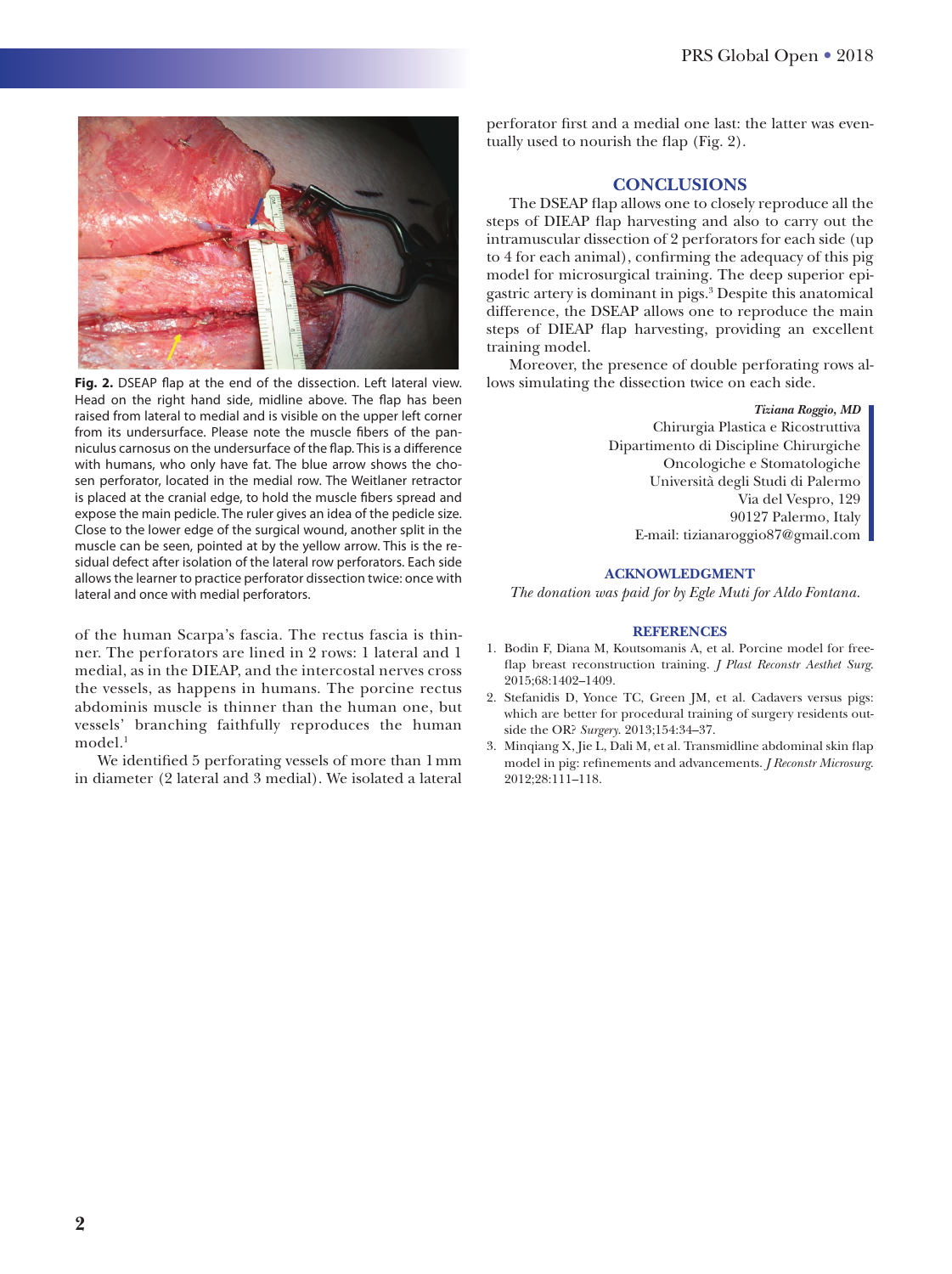**Fig. 2.** DSEAP flap at the end of the dissection. Left lateral view. Head on the right hand side, midline above. The flap has been raised from lateral to medial and is visible on the upper left corner from its undersurface. Please note the muscle fibers of the panniculus carnosus on the undersurface of the flap. This is a difference with humans, who only have fat. The blue arrow shows the chosen perforator, located in the medial row. The Weitlaner retractor is placed at the cranial edge, to hold the muscle fibers spread and expose the main pedicle. The ruler gives an idea of the pedicle size. Close to the lower edge of the surgical wound, another split in the muscle can be seen, pointed at by the yellow arrow. This is the residual defect after isolation of the lateral row perforators. Each side allows the learner to practice perforator dissection twice: once with lateral and once with medial perforators.

of the human Scarpa's fascia. The rectus fascia is thinner. The perforators are lined in 2 rows: 1 lateral and 1 medial, as in the DIEAP, and the intercostal nerves cross the vessels, as happens in humans. The porcine rectus abdominis muscle is thinner than the human one, but vessels' branching faithfully reproduces the human model.[1]

We identified 5 perforating vessels of more than 1 mm in diameter (2 lateral and 3 medial). We isolated a lateral perforator first and a medial one last: the latter was eventually used to nourish the flap (Fig. 2).

## CONCLUSIONS

The DSEAP flap allows one to closely reproduce all the steps of DIEAP flap harvesting and also to carry out the intramuscular dissection of 2 perforators for each side (up to 4 for each animal), confirming the adequacy of this pig model for microsurgical training. The deep superior epigastric artery is dominant in pigs.[3] Despite this anatomical difference, the DSEAP allows one to reproduce the main steps of DIEAP flap harvesting, providing an excellent training model.

Moreover, the presence of double perforating rows allows simulating the dissection twice on each side.

***Tiziana Roggio, MD***
Chirurgia Plastica e Ricostruttiva
Dipartimento di Discipline Chirurgiche
Oncologiche e Stomatologiche
Università degli Studi di Palermo
Via del Vespro, 129
90127 Palermo, Italy
E-mail: tizianaroggio87@gmail.com

## ACKNOWLEDGMENT

*The donation was paid for by Egle Muti for Aldo Fontana.*

## REFERENCES

1. Bodin F, Diana M, Koutsomanis A, et al. Porcine model for free-flap breast reconstruction training. *J Plast Reconstr Aesthet Surg.* 2015;68:1402–1409.
2. Stefanidis D, Yonce TC, Green JM, et al. Cadavers versus pigs: which are better for procedural training of surgery residents outside the OR? *Surgery.* 2013;154:34–37.
3. Minqiang X, Jie L, Dali M, et al. Transmidline abdominal skin flap model in pig: refinements and advancements. *J Reconstr Microsurg.* 2012;28:111–118.